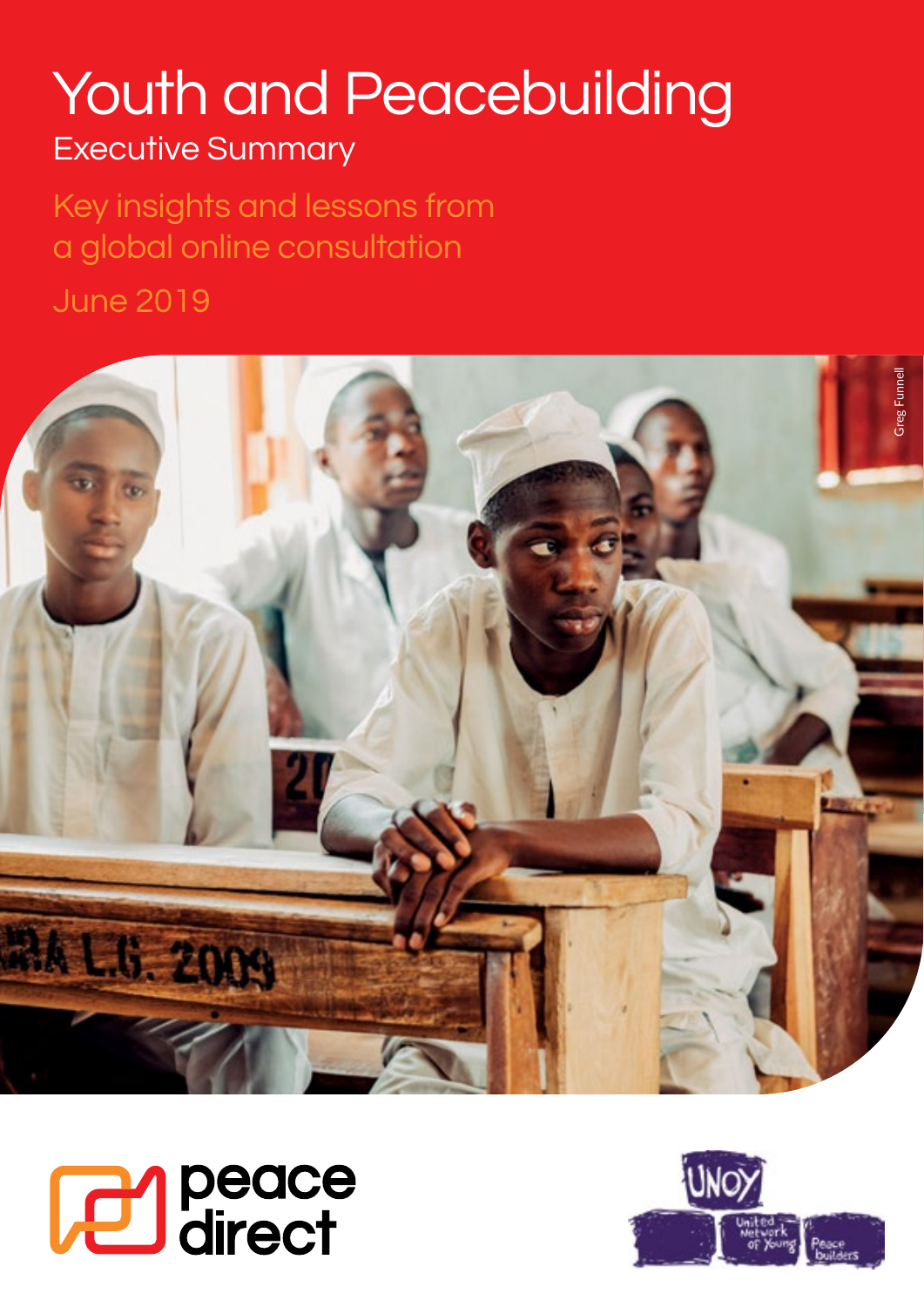# Youth and Peacebuilding

## Executive Summary

Key insights and lessons from a global online consultation

June 2019

Greg Funnell

peace direct

UNOY United Network of Young Peacebuilders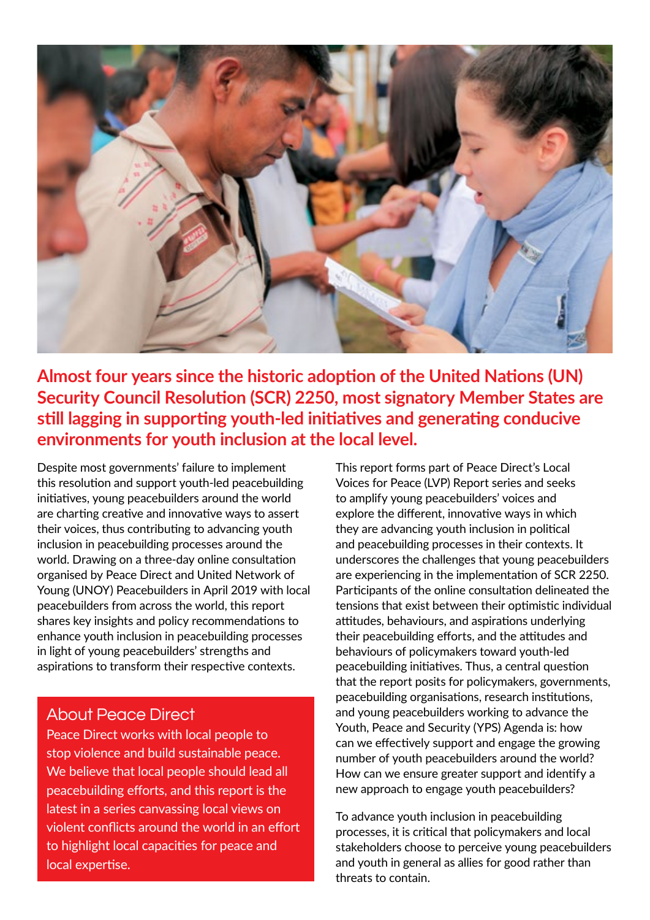**Almost four years since the historic adoption of the United Nations (UN) Security Council Resolution (SCR) 2250, most signatory Member States are still lagging in supporting youth-led initiatives and generating conducive environments for youth inclusion at the local level.**

Despite most governments' failure to implement this resolution and support youth-led peacebuilding initiatives, young peacebuilders around the world are charting creative and innovative ways to assert their voices, thus contributing to advancing youth inclusion in peacebuilding processes around the world. Drawing on a three-day online consultation organised by Peace Direct and United Network of Young (UNOY) Peacebuilders in April 2019 with local peacebuilders from across the world, this report shares key insights and policy recommendations to enhance youth inclusion in peacebuilding processes in light of young peacebuilders' strengths and aspirations to transform their respective contexts.

## About Peace Direct

Peace Direct works with local people to stop violence and build sustainable peace. We believe that local people should lead all peacebuilding efforts, and this report is the latest in a series canvassing local views on violent conflicts around the world in an effort to highlight local capacities for peace and local expertise.

This report forms part of Peace Direct's Local Voices for Peace (LVP) Report series and seeks to amplify young peacebuilders' voices and explore the different, innovative ways in which they are advancing youth inclusion in political and peacebuilding processes in their contexts. It underscores the challenges that young peacebuilders are experiencing in the implementation of SCR 2250. Participants of the online consultation delineated the tensions that exist between their optimistic individual attitudes, behaviours, and aspirations underlying their peacebuilding efforts, and the attitudes and behaviours of policymakers toward youth-led peacebuilding initiatives. Thus, a central question that the report posits for policymakers, governments, peacebuilding organisations, research institutions, and young peacebuilders working to advance the Youth, Peace and Security (YPS) Agenda is: how can we effectively support and engage the growing number of youth peacebuilders around the world? How can we ensure greater support and identify a new approach to engage youth peacebuilders?

To advance youth inclusion in peacebuilding processes, it is critical that policymakers and local stakeholders choose to perceive young peacebuilders and youth in general as allies for good rather than threats to contain.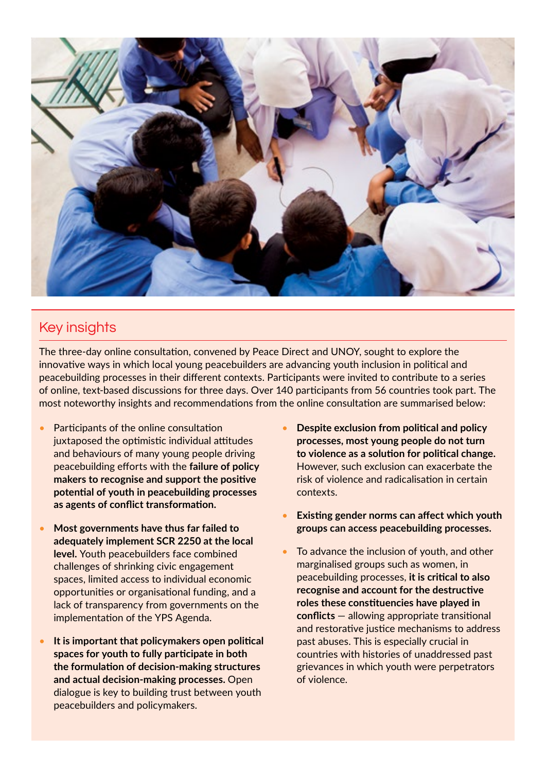## Key insights

The three-day online consultation, convened by Peace Direct and UNOY, sought to explore the innovative ways in which local young peacebuilders are advancing youth inclusion in political and peacebuilding processes in their different contexts. Participants were invited to contribute to a series of online, text-based discussions for three days. Over 140 participants from 56 countries took part. The most noteworthy insights and recommendations from the online consultation are summarised below:

- Participants of the online consultation juxtaposed the optimistic individual attitudes and behaviours of many young people driving peacebuilding efforts with the **failure of policy makers to recognise and support the positive potential of youth in peacebuilding processes as agents of conflict transformation.**
- **Most governments have thus far failed to adequately implement SCR 2250 at the local level.** Youth peacebuilders face combined challenges of shrinking civic engagement spaces, limited access to individual economic opportunities or organisational funding, and a lack of transparency from governments on the implementation of the YPS Agenda.
- **It is important that policymakers open political spaces for youth to fully participate in both the formulation of decision-making structures and actual decision-making processes.** Open dialogue is key to building trust between youth peacebuilders and policymakers.
- **Despite exclusion from political and policy processes, most young people do not turn to violence as a solution for political change.** However, such exclusion can exacerbate the risk of violence and radicalisation in certain contexts.
- **Existing gender norms can affect which youth groups can access peacebuilding processes.**
- To advance the inclusion of youth, and other marginalised groups such as women, in peacebuilding processes, **it is critical to also recognise and account for the destructive roles these constituencies have played in conflicts** — allowing appropriate transitional and restorative justice mechanisms to address past abuses. This is especially crucial in countries with histories of unaddressed past grievances in which youth were perpetrators of violence.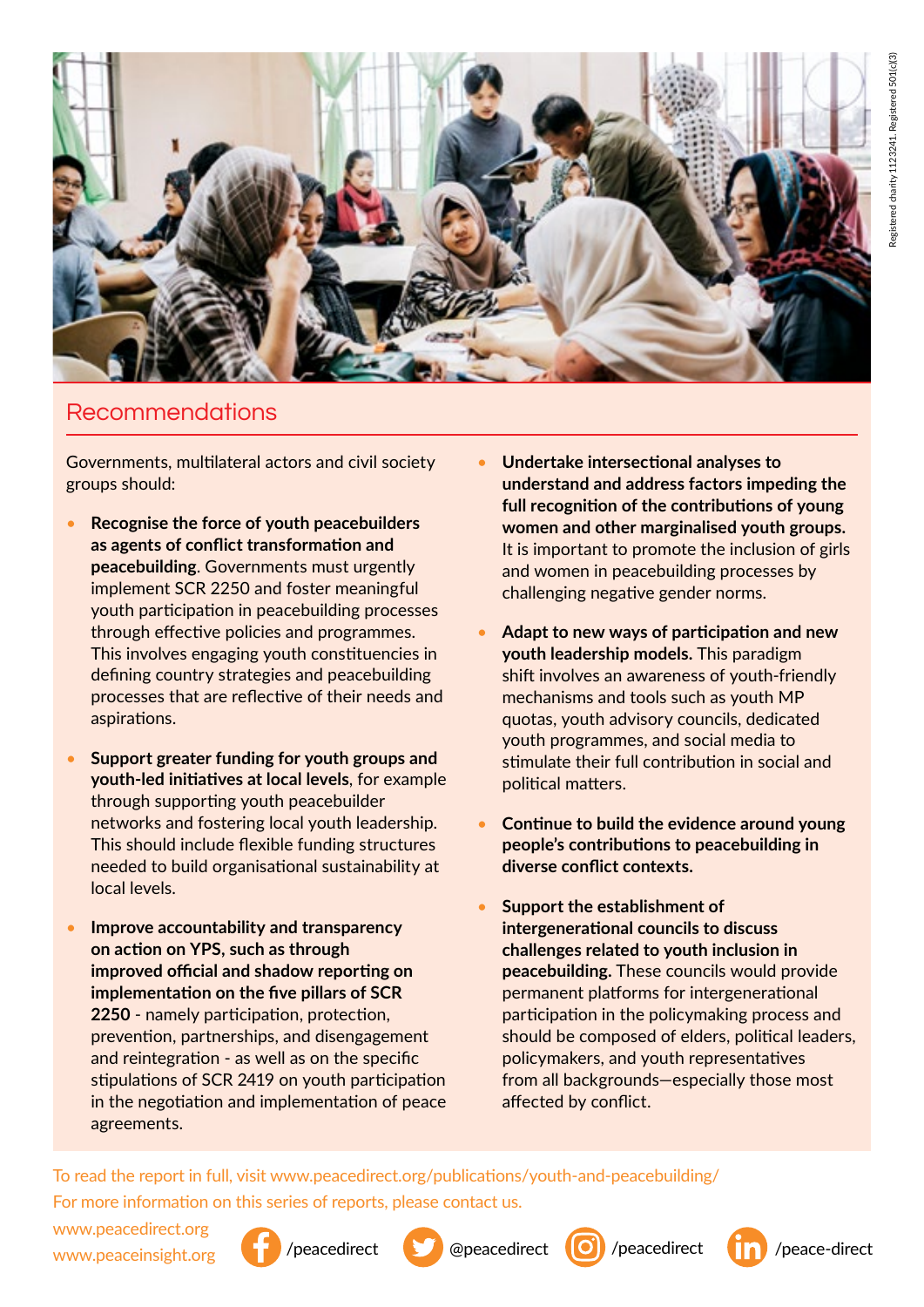## Recommendations

Governments, multilateral actors and civil society groups should:

- **Recognise the force of youth peacebuilders as agents of conflict transformation and peacebuilding**. Governments must urgently implement SCR 2250 and foster meaningful youth participation in peacebuilding processes through effective policies and programmes. This involves engaging youth constituencies in defining country strategies and peacebuilding processes that are reflective of their needs and aspirations.
- **Support greater funding for youth groups and youth-led initiatives at local levels**, for example through supporting youth peacebuilder networks and fostering local youth leadership. This should include flexible funding structures needed to build organisational sustainability at local levels.
- **Improve accountability and transparency on action on YPS, such as through improved official and shadow reporting on implementation on the five pillars of SCR 2250** - namely participation, protection, prevention, partnerships, and disengagement and reintegration - as well as on the specific stipulations of SCR 2419 on youth participation in the negotiation and implementation of peace agreements.
- **Undertake intersectional analyses to understand and address factors impeding the full recognition of the contributions of young women and other marginalised youth groups.** It is important to promote the inclusion of girls and women in peacebuilding processes by challenging negative gender norms.
- **Adapt to new ways of participation and new youth leadership models.** This paradigm shift involves an awareness of youth-friendly mechanisms and tools such as youth MP quotas, youth advisory councils, dedicated youth programmes, and social media to stimulate their full contribution in social and political matters.
- **Continue to build the evidence around young people's contributions to peacebuilding in diverse conflict contexts.**
- **Support the establishment of intergenerational councils to discuss challenges related to youth inclusion in peacebuilding.** These councils would provide permanent platforms for intergenerational participation in the policymaking process and should be composed of elders, political leaders, policymakers, and youth representatives from all backgrounds—especially those most affected by conflict.

To read the report in full, visit www.peacedirect.org/publications/youth-and-peacebuilding/
For more information on this series of reports, please contact us.

www.peacedirect.org
www.peaceinsight.org

/peacedirect @peacedirect /peacedirect /peace-direct

Registered charity 1123241. Registered 501(c)(3)